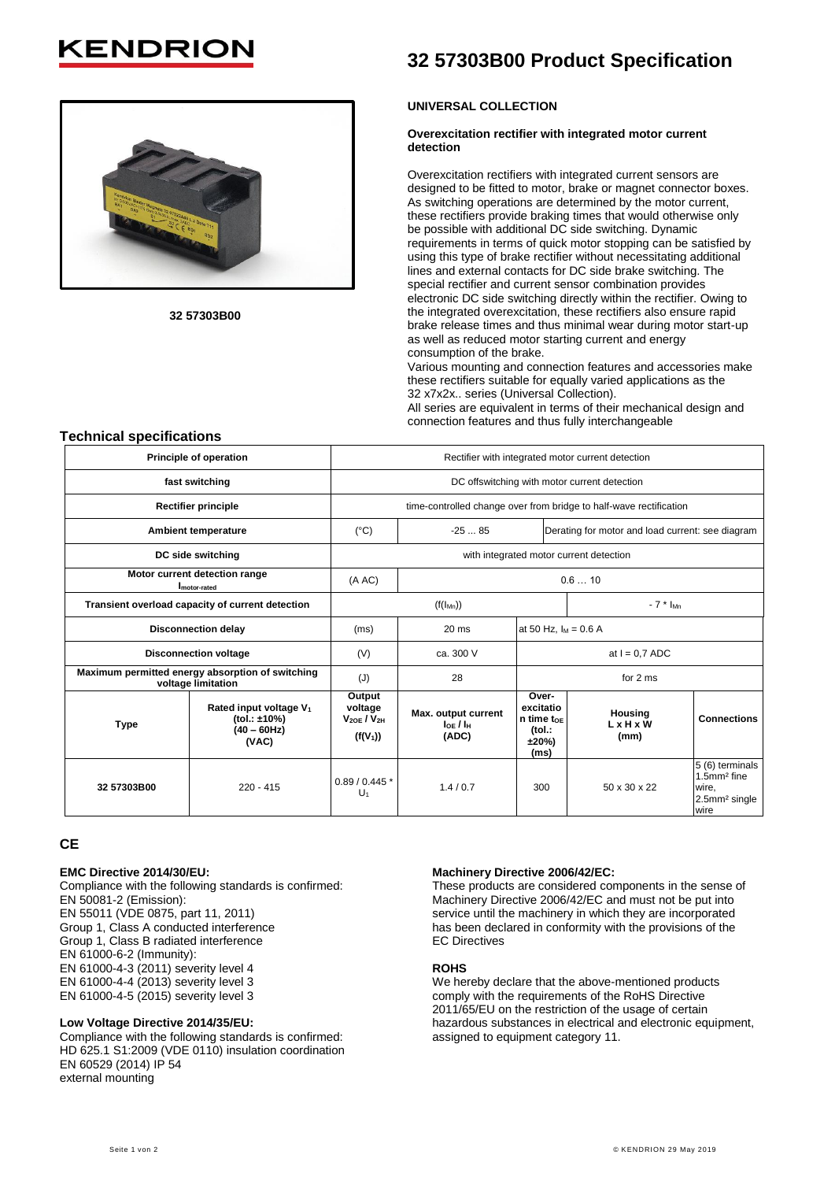KENDRION

# 32 57303B00 Product Specification

32 57303B00

**UNIVERSAL COLLECTION**

**Overexcitation rectifier with integrated motor current detection**

Overexcitation rectifiers with integrated current sensors are designed to be fitted to motor, brake or magnet connector boxes. As switching operations are determined by the motor current, these rectifiers provide braking times that would otherwise only be possible with additional DC side switching. Dynamic requirements in terms of quick motor stopping can be satisfied by using this type of brake rectifier without necessitating additional lines and external contacts for DC side brake switching. The special rectifier and current sensor combination provides electronic DC side switching directly within the rectifier. Owing to the integrated overexcitation, these rectifiers also ensure rapid brake release times and thus minimal wear during motor start-up as well as reduced motor starting current and energy consumption of the brake.
Various mounting and connection features and accessories make these rectifiers suitable for equally varied applications as the 32 x7x2x.. series (Universal Collection).
All series are equivalent in terms of their mechanical design and connection features and thus fully interchangeable

## Technical specifications

| **Principle of operation** | | Rectifier with integrated motor current detection | | | | |
|---|---|---|---|---|---|---|
| **fast switching** | | DC offswitching with motor current detection | | | | |
| **Rectifier principle** | | time-controlled change over from bridge to half-wave rectification | | | | |
| **Ambient temperature** | | (°C) | -25 ... 85 | Derating for motor and load current: see diagram | | |
| **DC side switching** | | with integrated motor current detection | | | | |
| **Motor current detection range** $I_{motor\text{-}rated}$ | | (A AC) | 0.6 … 10 | | | |
| **Transient overload capacity of current detection** | | $(f(I_{Mn}))$ | | | $- 7 * I_{Mn}$ | |
| **Disconnection delay** | | (ms) | 20 ms | at 50 Hz, $I_M = 0.6$ A | | |
| **Disconnection voltage** | | (V) | ca. 300 V | at I = 0,7 ADC | | |
| **Maximum permitted energy absorption of switching voltage limitation** | | (J) | 28 | for 2 ms | | |
| **Type** | **Rated input voltage $V_1$ (tol.: ±10%) (40 – 60Hz) (VAC)** | **Output voltage $V_{2OE}$ / $V_{2H}$ $(f(V_1))$** | **Max. output current $I_{OE}$ / $I_H$ (ADC)** | **Over-excitation time $t_{OE}$ (tol.: ±20%) (ms)** | **Housing L x H x W (mm)** | **Connections** |
| 32 57303B00 | 220 - 415 | 0.89 / 0.445 * $U_1$ | 1.4 / 0.7 | 300 | 50 x 30 x 22 | 5 (6) terminals 1.5mm² fine wire, 2.5mm² single wire |

## CE

**EMC Directive 2014/30/EU:**
Compliance with the following standards is confirmed:
EN 50081-2 (Emission):
EN 55011 (VDE 0875, part 11, 2011)
Group 1, Class A conducted interference
Group 1, Class B radiated interference
EN 61000-6-2 (Immunity):
EN 61000-4-3 (2011) severity level 4
EN 61000-4-4 (2013) severity level 3
EN 61000-4-5 (2015) severity level 3

**Low Voltage Directive 2014/35/EU:**
Compliance with the following standards is confirmed:
HD 625.1 S1:2009 (VDE 0110) insulation coordination
EN 60529 (2014) IP 54
external mounting

**Machinery Directive 2006/42/EC:**
These products are considered components in the sense of Machinery Directive 2006/42/EC and must not be put into service until the machinery in which they are incorporated has been declared in conformity with the provisions of the EC Directives

**ROHS**
We hereby declare that the above-mentioned products comply with the requirements of the RoHS Directive 2011/65/EU on the restriction of the usage of certain hazardous substances in electrical and electronic equipment, assigned to equipment category 11.

© KENDRION 29 May 2019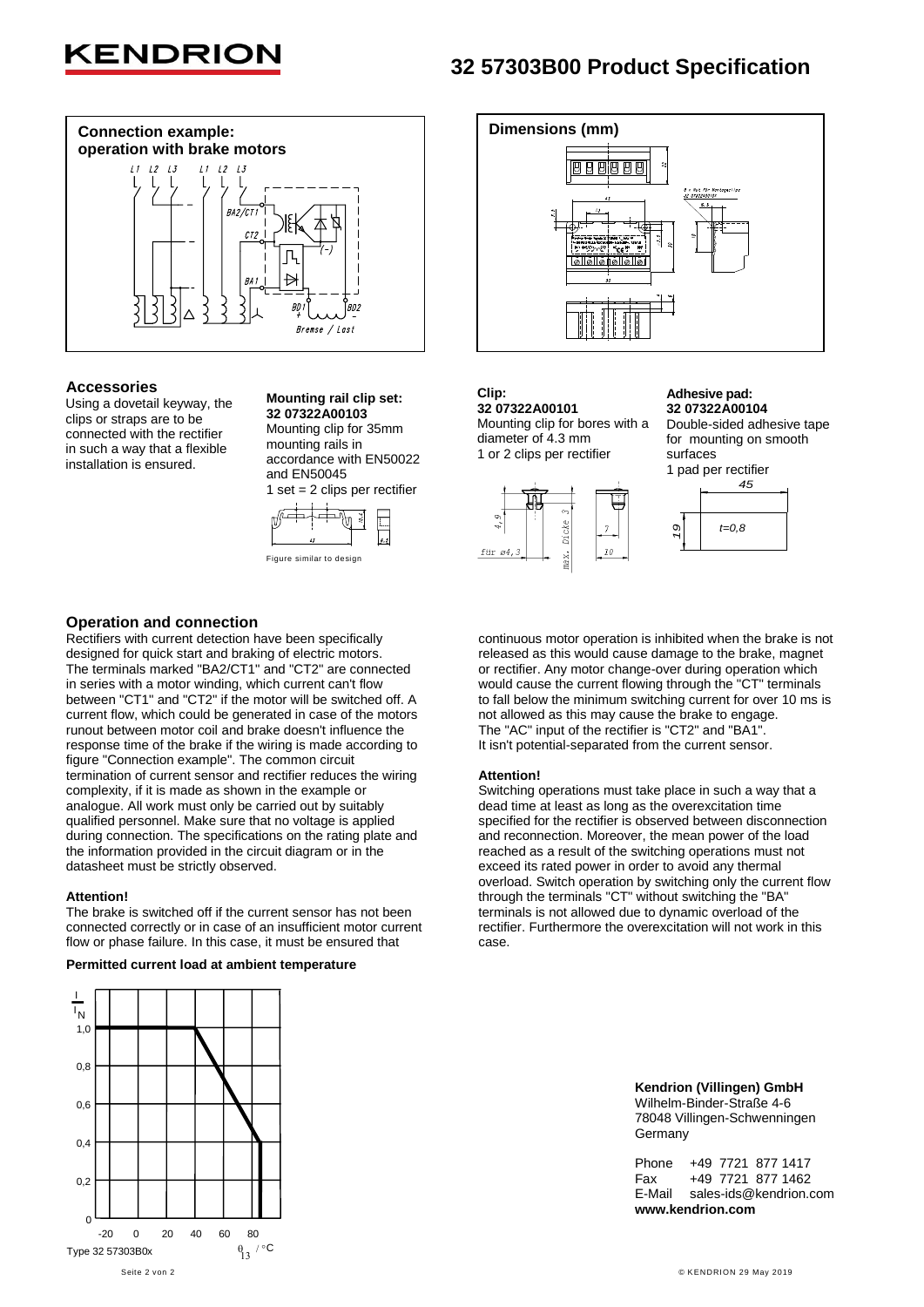# 32 57303B00 Product Specification

## Connection example: operation with brake motors

L1 L2 L3 L1 L2 L3

BA2/CT1

CT2

(-)

BA1

BD1 +

BD2 -

Bremse / Last

## Dimensions (mm)

## Accessories

Using a dovetail keyway, the clips or straps are to be connected with the rectifier in such a way that a flexible installation is ensured.

**Mounting rail clip set:**
**32 07322A00103**
Mounting clip for 35mm mounting rails in accordance with EN50022 and EN50045
1 set = 2 clips per rectifier

Figure similar to design

**Clip:**
**32 07322A00101**
Mounting clip for bores with a diameter of 4.3 mm
1 or 2 clips per rectifier

4,9

für ø4,3

max. Dicke 3

7

10

**Adhesive pad:**
**32 07322A00104**
Double-sided adhesive tape for mounting on smooth surfaces
1 pad per rectifier

45

19

t=0,8

## Operation and connection

Rectifiers with current detection have been specifically designed for quick start and braking of electric motors. The terminals marked "BA2/CT1" and "CT2" are connected in series with a motor winding, which current can't flow between "CT1" and "CT2" if the motor will be switched off. A current flow, which could be generated in case of the motors runout between motor coil and brake doesn't influence the response time of the brake if the wiring is made according to figure "Connection example". The common circuit termination of current sensor and rectifier reduces the wiring complexity, if it is made as shown in the example or analogue. All work must only be carried out by suitably qualified personnel. Make sure that no voltage is applied during connection. The specifications on the rating plate and the information provided in the circuit diagram or in the datasheet must be strictly observed.

**Attention!**

The brake is switched off if the current sensor has not been connected correctly or in case of an insufficient motor current flow or phase failure. In this case, it must be ensured that continuous motor operation is inhibited when the brake is not released as this would cause damage to the brake, magnet or rectifier. Any motor change-over during operation which would cause the current flowing through the "CT" terminals to fall below the minimum switching current for over 10 ms is not allowed as this may cause the brake to engage.
The "AC" input of the rectifier is "CT2" and "BA1".
It isn't potential-separated from the current sensor.

**Attention!**

Switching operations must take place in such a way that a dead time at least as long as the overexcitation time specified for the rectifier is observed between disconnection and reconnection. Moreover, the mean power of the load reached as a result of the switching operations must not exceed its rated power in order to avoid any thermal overload. Switch operation by switching only the current flow through the terminals "CT" without switching the "BA" terminals is not allowed due to dynamic overload of the rectifier. Furthermore the overexcitation will not work in this case.

**Permitted current load at ambient temperature**

$\frac{I}{I_N}$

1,0

0,8

0,6

0,4

0,2

0

-20 0 20 40 60 80

Type 32 57303B0x

$\theta_{13}$ / °C

**Kendrion (Villingen) GmbH**
Wilhelm-Binder-Straße 4-6
78048 Villingen-Schwenningen
Germany

Phone +49 7721 877 1417
Fax +49 7721 877 1462
E-Mail sales-ids@kendrion.com
**www.kendrion.com**

© KENDRION 29 May 2019